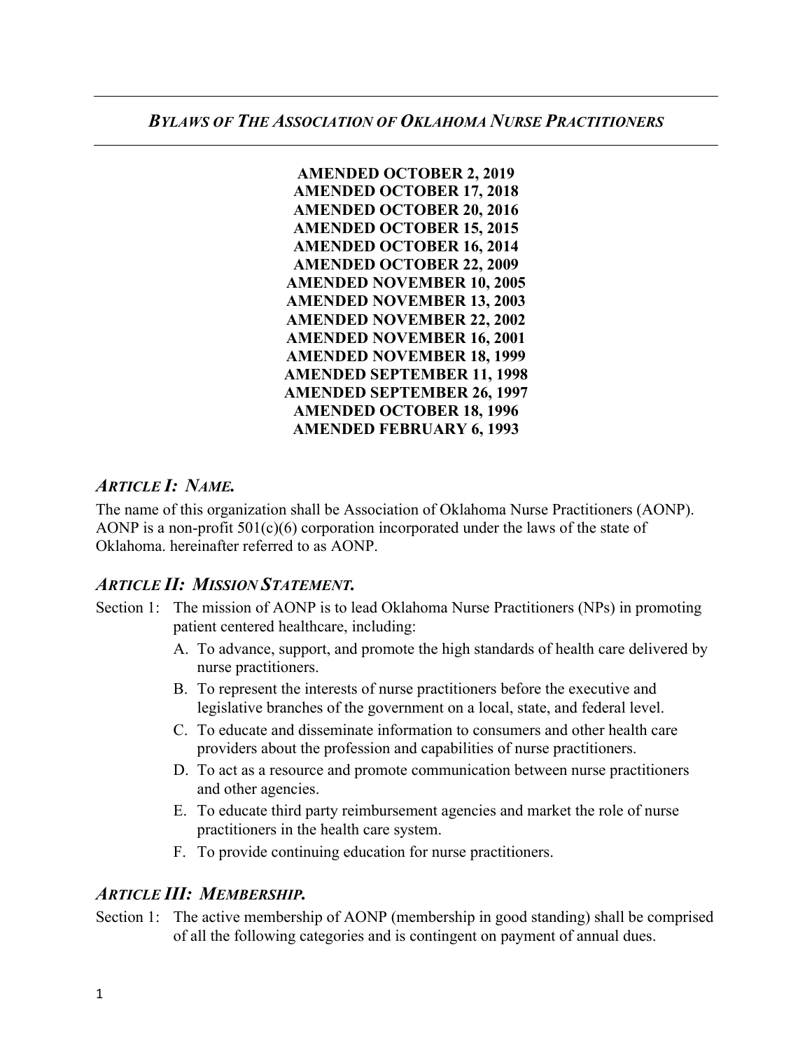# *BYLAWS OF THE ASSOCIATION OF OKLAHOMA NURSE PRACTITIONERS*

**AMENDED OCTOBER 2, 2019**
**AMENDED OCTOBER 17, 2018**
**AMENDED OCTOBER 20, 2016**
**AMENDED OCTOBER 15, 2015**
**AMENDED OCTOBER 16, 2014**
**AMENDED OCTOBER 22, 2009**
**AMENDED NOVEMBER 10, 2005**
**AMENDED NOVEMBER 13, 2003**
**AMENDED NOVEMBER 22, 2002**
**AMENDED NOVEMBER 16, 2001**
**AMENDED NOVEMBER 18, 1999**
**AMENDED SEPTEMBER 11, 1998**
**AMENDED SEPTEMBER 26, 1997**
**AMENDED OCTOBER 18, 1996**
**AMENDED FEBRUARY 6, 1993**

## *ARTICLE I: NAME.*

The name of this organization shall be Association of Oklahoma Nurse Practitioners (AONP). AONP is a non-profit 501(c)(6) corporation incorporated under the laws of the state of Oklahoma. hereinafter referred to as AONP.

## *ARTICLE II: MISSION STATEMENT.*

Section 1: The mission of AONP is to lead Oklahoma Nurse Practitioners (NPs) in promoting patient centered healthcare, including:

A. To advance, support, and promote the high standards of health care delivered by nurse practitioners.
B. To represent the interests of nurse practitioners before the executive and legislative branches of the government on a local, state, and federal level.
C. To educate and disseminate information to consumers and other health care providers about the profession and capabilities of nurse practitioners.
D. To act as a resource and promote communication between nurse practitioners and other agencies.
E. To educate third party reimbursement agencies and market the role of nurse practitioners in the health care system.
F. To provide continuing education for nurse practitioners.

## *ARTICLE III: MEMBERSHIP.*

Section 1: The active membership of AONP (membership in good standing) shall be comprised of all the following categories and is contingent on payment of annual dues.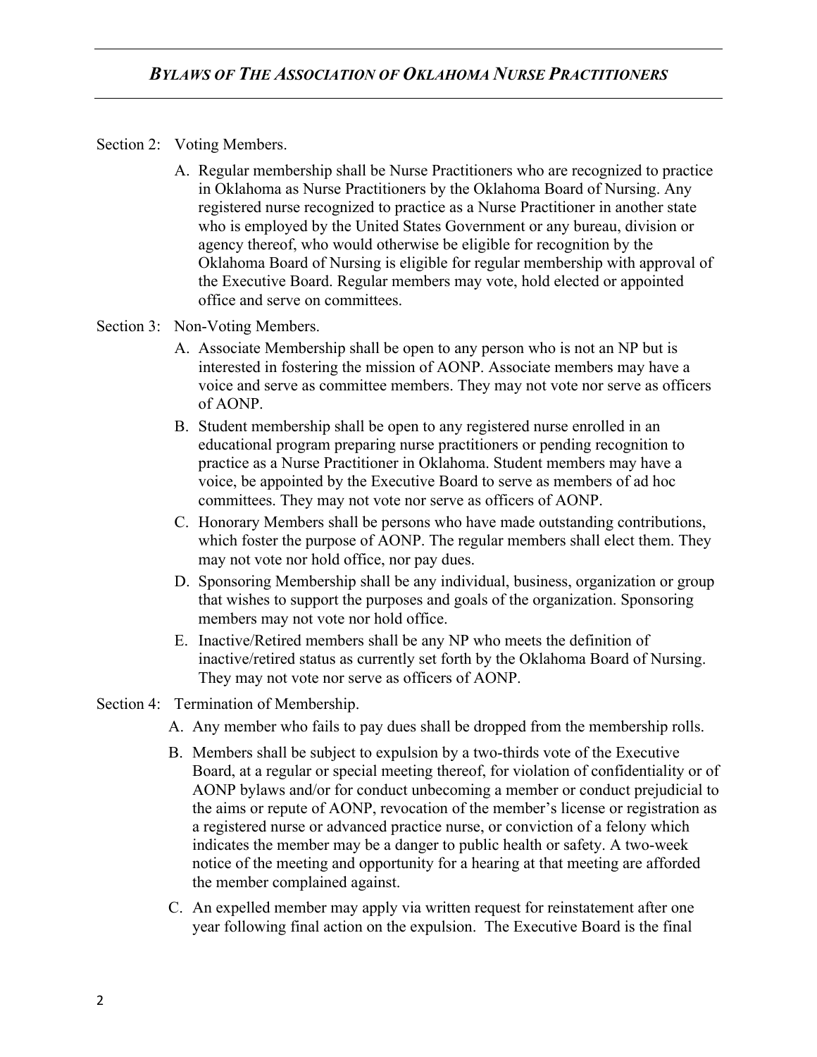Section 2: Voting Members.

A. Regular membership shall be Nurse Practitioners who are recognized to practice in Oklahoma as Nurse Practitioners by the Oklahoma Board of Nursing. Any registered nurse recognized to practice as a Nurse Practitioner in another state who is employed by the United States Government or any bureau, division or agency thereof, who would otherwise be eligible for recognition by the Oklahoma Board of Nursing is eligible for regular membership with approval of the Executive Board. Regular members may vote, hold elected or appointed office and serve on committees.

Section 3: Non-Voting Members.

A. Associate Membership shall be open to any person who is not an NP but is interested in fostering the mission of AONP. Associate members may have a voice and serve as committee members. They may not vote nor serve as officers of AONP.

B. Student membership shall be open to any registered nurse enrolled in an educational program preparing nurse practitioners or pending recognition to practice as a Nurse Practitioner in Oklahoma. Student members may have a voice, be appointed by the Executive Board to serve as members of ad hoc committees. They may not vote nor serve as officers of AONP.

C. Honorary Members shall be persons who have made outstanding contributions, which foster the purpose of AONP. The regular members shall elect them. They may not vote nor hold office, nor pay dues.

D. Sponsoring Membership shall be any individual, business, organization or group that wishes to support the purposes and goals of the organization. Sponsoring members may not vote nor hold office.

E. Inactive/Retired members shall be any NP who meets the definition of inactive/retired status as currently set forth by the Oklahoma Board of Nursing. They may not vote nor serve as officers of AONP.

Section 4: Termination of Membership.

A. Any member who fails to pay dues shall be dropped from the membership rolls.

B. Members shall be subject to expulsion by a two-thirds vote of the Executive Board, at a regular or special meeting thereof, for violation of confidentiality or of AONP bylaws and/or for conduct unbecoming a member or conduct prejudicial to the aims or repute of AONP, revocation of the member's license or registration as a registered nurse or advanced practice nurse, or conviction of a felony which indicates the member may be a danger to public health or safety. A two-week notice of the meeting and opportunity for a hearing at that meeting are afforded the member complained against.

C. An expelled member may apply via written request for reinstatement after one year following final action on the expulsion. The Executive Board is the final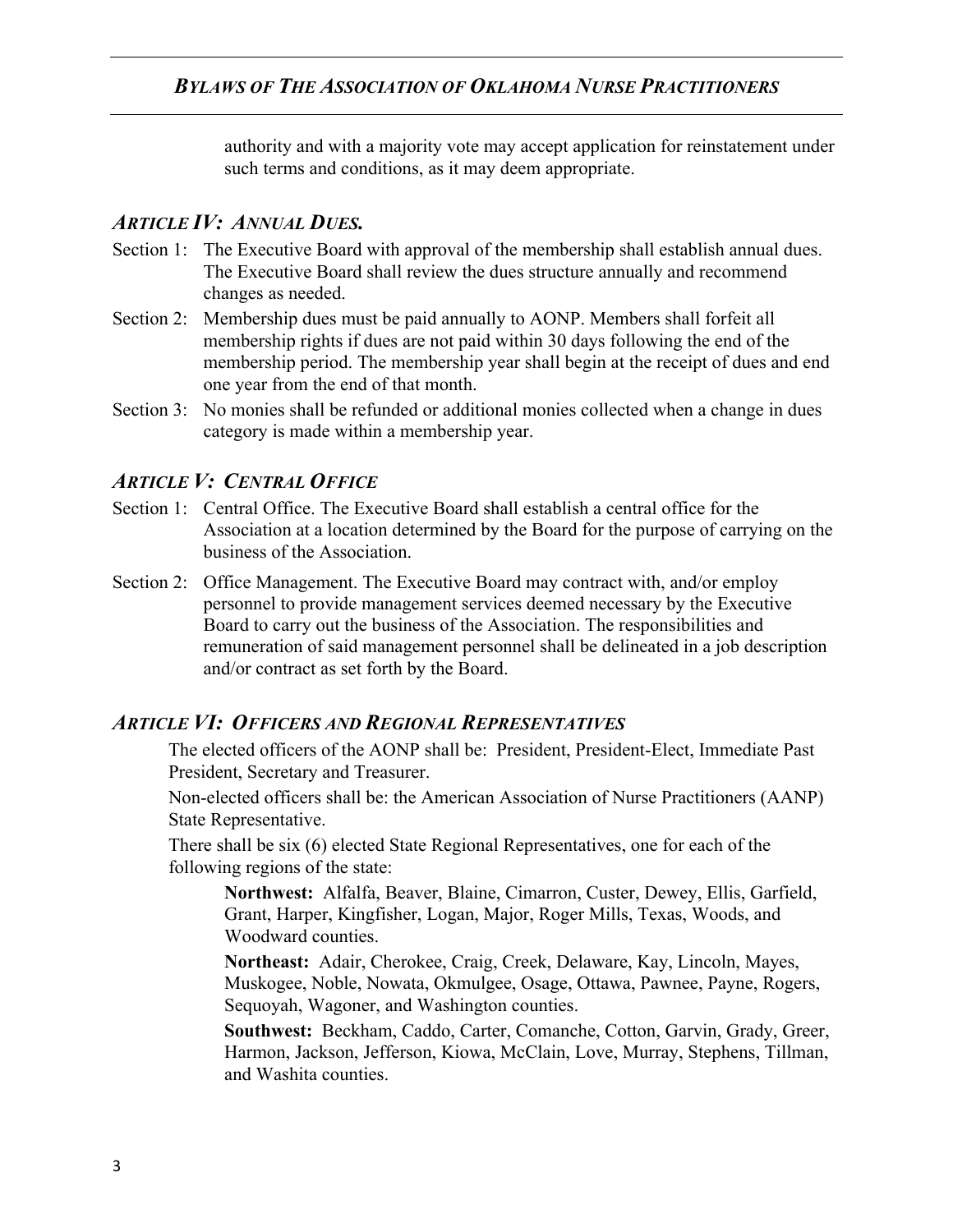authority and with a majority vote may accept application for reinstatement under such terms and conditions, as it may deem appropriate.

## *ARTICLE IV: ANNUAL DUES.*

Section 1: The Executive Board with approval of the membership shall establish annual dues. The Executive Board shall review the dues structure annually and recommend changes as needed.

Section 2: Membership dues must be paid annually to AONP. Members shall forfeit all membership rights if dues are not paid within 30 days following the end of the membership period. The membership year shall begin at the receipt of dues and end one year from the end of that month.

Section 3: No monies shall be refunded or additional monies collected when a change in dues category is made within a membership year.

## *ARTICLE V: CENTRAL OFFICE*

Section 1: Central Office. The Executive Board shall establish a central office for the Association at a location determined by the Board for the purpose of carrying on the business of the Association.

Section 2: Office Management. The Executive Board may contract with, and/or employ personnel to provide management services deemed necessary by the Executive Board to carry out the business of the Association. The responsibilities and remuneration of said management personnel shall be delineated in a job description and/or contract as set forth by the Board.

## *ARTICLE VI: OFFICERS AND REGIONAL REPRESENTATIVES*

The elected officers of the AONP shall be: President, President-Elect, Immediate Past President, Secretary and Treasurer.

Non-elected officers shall be: the American Association of Nurse Practitioners (AANP) State Representative.

There shall be six (6) elected State Regional Representatives, one for each of the following regions of the state:

**Northwest:** Alfalfa, Beaver, Blaine, Cimarron, Custer, Dewey, Ellis, Garfield, Grant, Harper, Kingfisher, Logan, Major, Roger Mills, Texas, Woods, and Woodward counties.

**Northeast:** Adair, Cherokee, Craig, Creek, Delaware, Kay, Lincoln, Mayes, Muskogee, Noble, Nowata, Okmulgee, Osage, Ottawa, Pawnee, Payne, Rogers, Sequoyah, Wagoner, and Washington counties.

**Southwest:** Beckham, Caddo, Carter, Comanche, Cotton, Garvin, Grady, Greer, Harmon, Jackson, Jefferson, Kiowa, McClain, Love, Murray, Stephens, Tillman, and Washita counties.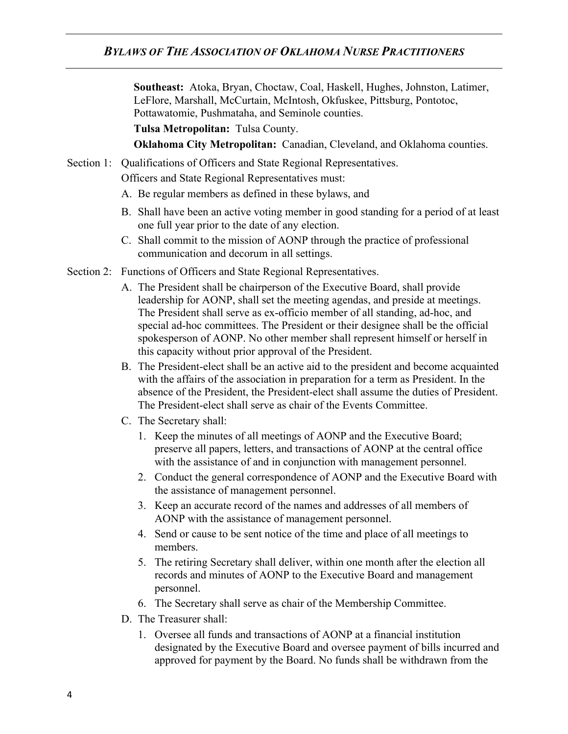**Southeast:** Atoka, Bryan, Choctaw, Coal, Haskell, Hughes, Johnston, Latimer, LeFlore, Marshall, McCurtain, McIntosh, Okfuskee, Pittsburg, Pontotoc, Pottawatomie, Pushmataha, and Seminole counties.

**Tulsa Metropolitan:** Tulsa County.

**Oklahoma City Metropolitan:** Canadian, Cleveland, and Oklahoma counties.

Section 1: Qualifications of Officers and State Regional Representatives.

Officers and State Regional Representatives must:

A. Be regular members as defined in these bylaws, and

B. Shall have been an active voting member in good standing for a period of at least one full year prior to the date of any election.

C. Shall commit to the mission of AONP through the practice of professional communication and decorum in all settings.

Section 2: Functions of Officers and State Regional Representatives.

A. The President shall be chairperson of the Executive Board, shall provide leadership for AONP, shall set the meeting agendas, and preside at meetings. The President shall serve as ex-officio member of all standing, ad-hoc, and special ad-hoc committees. The President or their designee shall be the official spokesperson of AONP. No other member shall represent himself or herself in this capacity without prior approval of the President.

B. The President-elect shall be an active aid to the president and become acquainted with the affairs of the association in preparation for a term as President. In the absence of the President, the President-elect shall assume the duties of President. The President-elect shall serve as chair of the Events Committee.

C. The Secretary shall:

1. Keep the minutes of all meetings of AONP and the Executive Board; preserve all papers, letters, and transactions of AONP at the central office with the assistance of and in conjunction with management personnel.
2. Conduct the general correspondence of AONP and the Executive Board with the assistance of management personnel.
3. Keep an accurate record of the names and addresses of all members of AONP with the assistance of management personnel.
4. Send or cause to be sent notice of the time and place of all meetings to members.
5. The retiring Secretary shall deliver, within one month after the election all records and minutes of AONP to the Executive Board and management personnel.
6. The Secretary shall serve as chair of the Membership Committee.

D. The Treasurer shall:

1. Oversee all funds and transactions of AONP at a financial institution designated by the Executive Board and oversee payment of bills incurred and approved for payment by the Board. No funds shall be withdrawn from the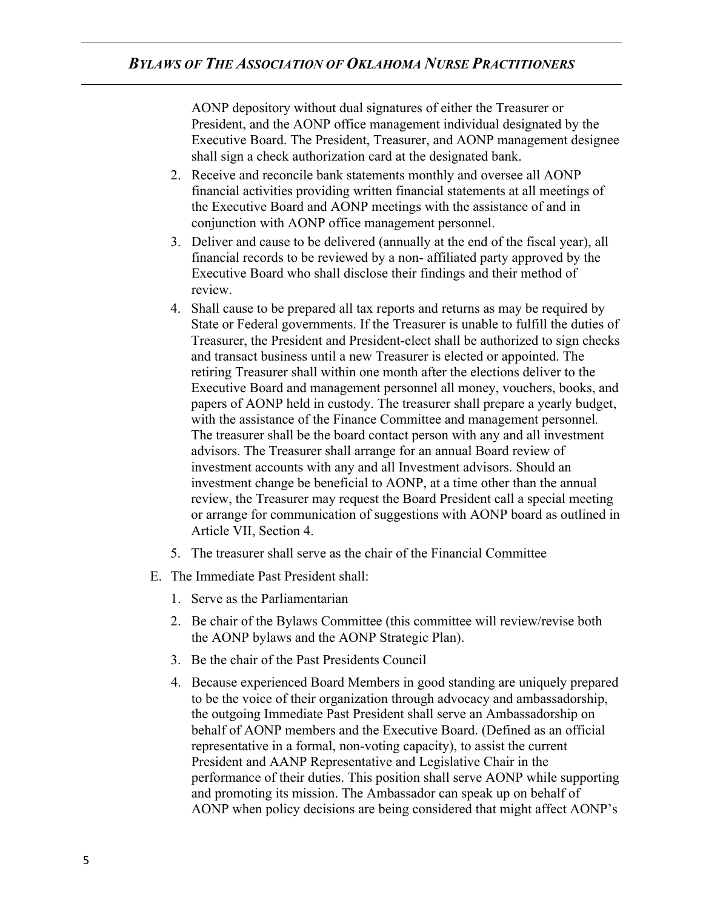AONP depository without dual signatures of either the Treasurer or President, and the AONP office management individual designated by the Executive Board. The President, Treasurer, and AONP management designee shall sign a check authorization card at the designated bank.

2. Receive and reconcile bank statements monthly and oversee all AONP financial activities providing written financial statements at all meetings of the Executive Board and AONP meetings with the assistance of and in conjunction with AONP office management personnel.
3. Deliver and cause to be delivered (annually at the end of the fiscal year), all financial records to be reviewed by a non- affiliated party approved by the Executive Board who shall disclose their findings and their method of review.
4. Shall cause to be prepared all tax reports and returns as may be required by State or Federal governments. If the Treasurer is unable to fulfill the duties of Treasurer, the President and President-elect shall be authorized to sign checks and transact business until a new Treasurer is elected or appointed. The retiring Treasurer shall within one month after the elections deliver to the Executive Board and management personnel all money, vouchers, books, and papers of AONP held in custody. The treasurer shall prepare a yearly budget, with the assistance of the Finance Committee and management personnel. The treasurer shall be the board contact person with any and all investment advisors. The Treasurer shall arrange for an annual Board review of investment accounts with any and all Investment advisors. Should an investment change be beneficial to AONP, at a time other than the annual review, the Treasurer may request the Board President call a special meeting or arrange for communication of suggestions with AONP board as outlined in Article VII, Section 4.
5. The treasurer shall serve as the chair of the Financial Committee

E. The Immediate Past President shall:

1. Serve as the Parliamentarian
2. Be chair of the Bylaws Committee (this committee will review/revise both the AONP bylaws and the AONP Strategic Plan).
3. Be the chair of the Past Presidents Council
4. Because experienced Board Members in good standing are uniquely prepared to be the voice of their organization through advocacy and ambassadorship, the outgoing Immediate Past President shall serve an Ambassadorship on behalf of AONP members and the Executive Board. (Defined as an official representative in a formal, non-voting capacity), to assist the current President and AANP Representative and Legislative Chair in the performance of their duties. This position shall serve AONP while supporting and promoting its mission. The Ambassador can speak up on behalf of AONP when policy decisions are being considered that might affect AONP's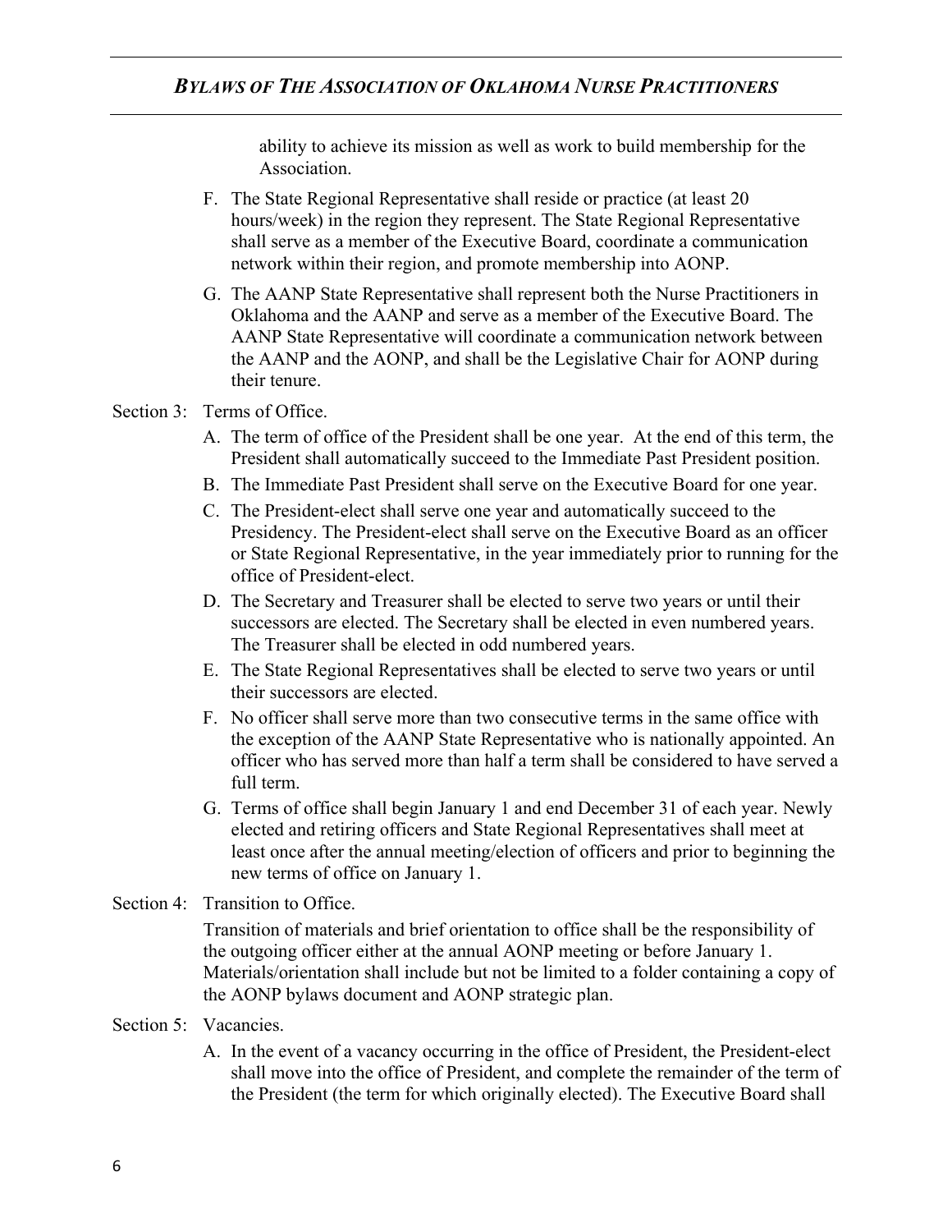ability to achieve its mission as well as work to build membership for the Association.

F. The State Regional Representative shall reside or practice (at least 20 hours/week) in the region they represent. The State Regional Representative shall serve as a member of the Executive Board, coordinate a communication network within their region, and promote membership into AONP.

G. The AANP State Representative shall represent both the Nurse Practitioners in Oklahoma and the AANP and serve as a member of the Executive Board. The AANP State Representative will coordinate a communication network between the AANP and the AONP, and shall be the Legislative Chair for AONP during their tenure.

Section 3: Terms of Office.

A. The term of office of the President shall be one year. At the end of this term, the President shall automatically succeed to the Immediate Past President position.

B. The Immediate Past President shall serve on the Executive Board for one year.

C. The President-elect shall serve one year and automatically succeed to the Presidency. The President-elect shall serve on the Executive Board as an officer or State Regional Representative, in the year immediately prior to running for the office of President-elect.

D. The Secretary and Treasurer shall be elected to serve two years or until their successors are elected. The Secretary shall be elected in even numbered years. The Treasurer shall be elected in odd numbered years.

E. The State Regional Representatives shall be elected to serve two years or until their successors are elected.

F. No officer shall serve more than two consecutive terms in the same office with the exception of the AANP State Representative who is nationally appointed. An officer who has served more than half a term shall be considered to have served a full term.

G. Terms of office shall begin January 1 and end December 31 of each year. Newly elected and retiring officers and State Regional Representatives shall meet at least once after the annual meeting/election of officers and prior to beginning the new terms of office on January 1.

Section 4: Transition to Office.

Transition of materials and brief orientation to office shall be the responsibility of the outgoing officer either at the annual AONP meeting or before January 1. Materials/orientation shall include but not be limited to a folder containing a copy of the AONP bylaws document and AONP strategic plan.

Section 5: Vacancies.

A. In the event of a vacancy occurring in the office of President, the President-elect shall move into the office of President, and complete the remainder of the term of the President (the term for which originally elected). The Executive Board shall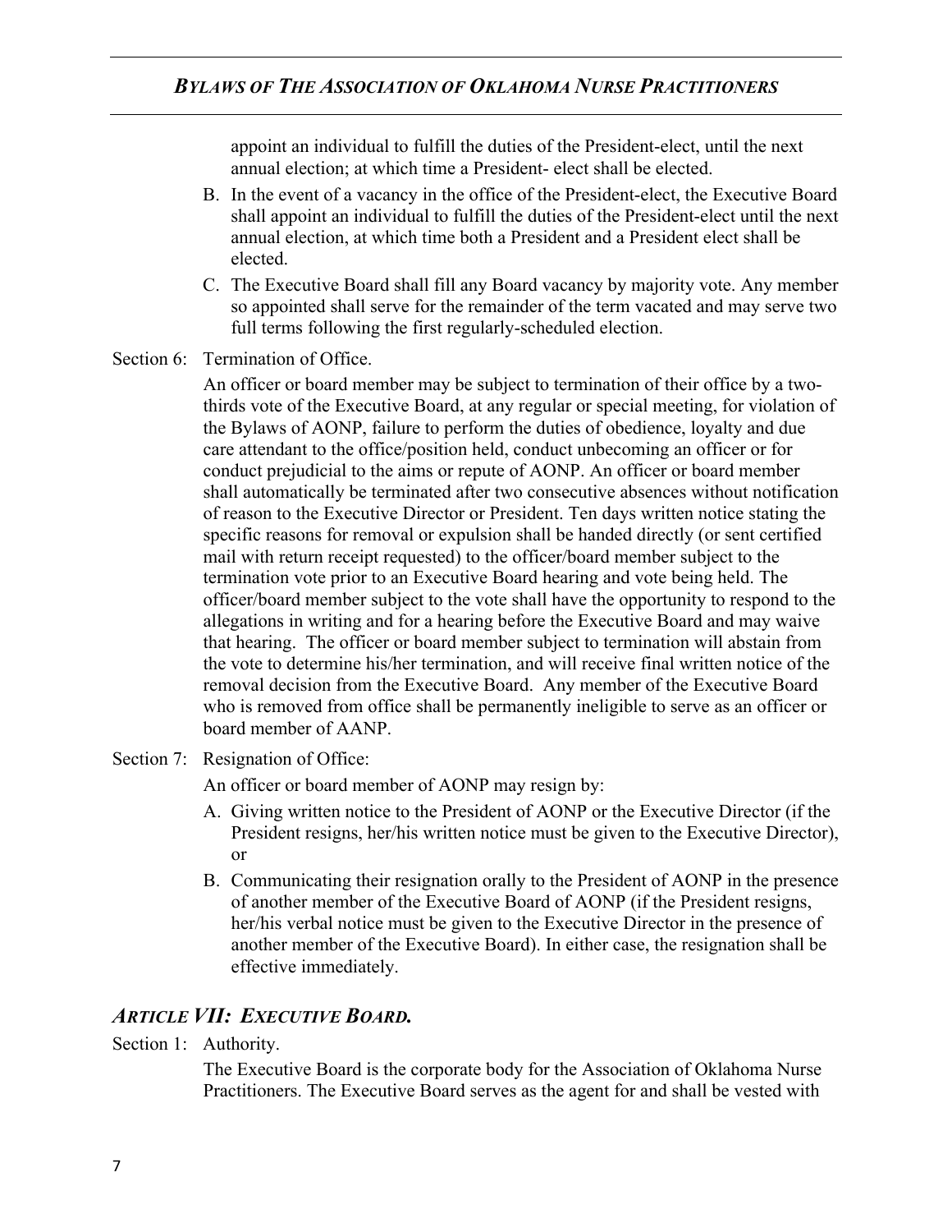appoint an individual to fulfill the duties of the President-elect, until the next annual election; at which time a President- elect shall be elected.

B. In the event of a vacancy in the office of the President-elect, the Executive Board shall appoint an individual to fulfill the duties of the President-elect until the next annual election, at which time both a President and a President elect shall be elected.

C. The Executive Board shall fill any Board vacancy by majority vote. Any member so appointed shall serve for the remainder of the term vacated and may serve two full terms following the first regularly-scheduled election.

Section 6: Termination of Office.

An officer or board member may be subject to termination of their office by a two-thirds vote of the Executive Board, at any regular or special meeting, for violation of the Bylaws of AONP, failure to perform the duties of obedience, loyalty and due care attendant to the office/position held, conduct unbecoming an officer or for conduct prejudicial to the aims or repute of AONP. An officer or board member shall automatically be terminated after two consecutive absences without notification of reason to the Executive Director or President. Ten days written notice stating the specific reasons for removal or expulsion shall be handed directly (or sent certified mail with return receipt requested) to the officer/board member subject to the termination vote prior to an Executive Board hearing and vote being held. The officer/board member subject to the vote shall have the opportunity to respond to the allegations in writing and for a hearing before the Executive Board and may waive that hearing. The officer or board member subject to termination will abstain from the vote to determine his/her termination, and will receive final written notice of the removal decision from the Executive Board. Any member of the Executive Board who is removed from office shall be permanently ineligible to serve as an officer or board member of AANP.

Section 7: Resignation of Office:

An officer or board member of AONP may resign by:

A. Giving written notice to the President of AONP or the Executive Director (if the President resigns, her/his written notice must be given to the Executive Director), or

B. Communicating their resignation orally to the President of AONP in the presence of another member of the Executive Board of AONP (if the President resigns, her/his verbal notice must be given to the Executive Director in the presence of another member of the Executive Board). In either case, the resignation shall be effective immediately.

## *ARTICLE VII: EXECUTIVE BOARD.*

Section 1: Authority.

The Executive Board is the corporate body for the Association of Oklahoma Nurse Practitioners. The Executive Board serves as the agent for and shall be vested with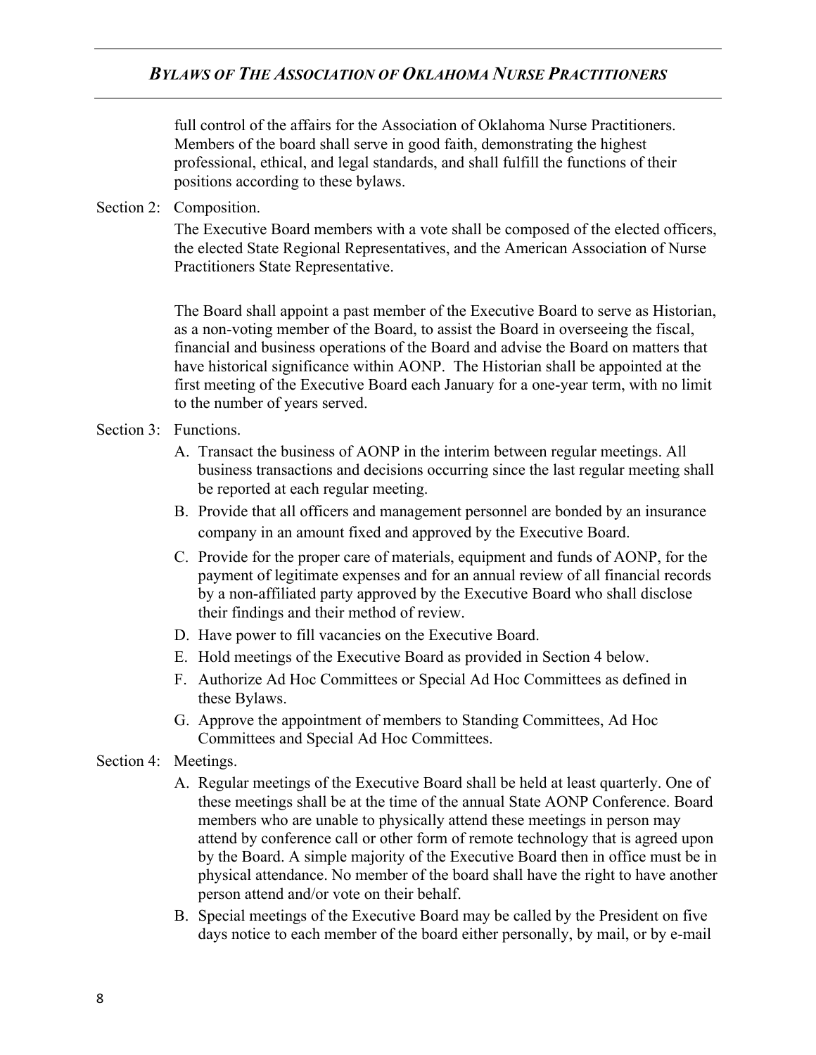full control of the affairs for the Association of Oklahoma Nurse Practitioners. Members of the board shall serve in good faith, demonstrating the highest professional, ethical, and legal standards, and shall fulfill the functions of their positions according to these bylaws.

Section 2: Composition.

The Executive Board members with a vote shall be composed of the elected officers, the elected State Regional Representatives, and the American Association of Nurse Practitioners State Representative.

The Board shall appoint a past member of the Executive Board to serve as Historian, as a non-voting member of the Board, to assist the Board in overseeing the fiscal, financial and business operations of the Board and advise the Board on matters that have historical significance within AONP. The Historian shall be appointed at the first meeting of the Executive Board each January for a one-year term, with no limit to the number of years served.

Section 3: Functions.

A. Transact the business of AONP in the interim between regular meetings. All business transactions and decisions occurring since the last regular meeting shall be reported at each regular meeting.
B. Provide that all officers and management personnel are bonded by an insurance company in an amount fixed and approved by the Executive Board.
C. Provide for the proper care of materials, equipment and funds of AONP, for the payment of legitimate expenses and for an annual review of all financial records by a non-affiliated party approved by the Executive Board who shall disclose their findings and their method of review.
D. Have power to fill vacancies on the Executive Board.
E. Hold meetings of the Executive Board as provided in Section 4 below.
F. Authorize Ad Hoc Committees or Special Ad Hoc Committees as defined in these Bylaws.
G. Approve the appointment of members to Standing Committees, Ad Hoc Committees and Special Ad Hoc Committees.

Section 4: Meetings.

A. Regular meetings of the Executive Board shall be held at least quarterly. One of these meetings shall be at the time of the annual State AONP Conference. Board members who are unable to physically attend these meetings in person may attend by conference call or other form of remote technology that is agreed upon by the Board. A simple majority of the Executive Board then in office must be in physical attendance. No member of the board shall have the right to have another person attend and/or vote on their behalf.
B. Special meetings of the Executive Board may be called by the President on five days notice to each member of the board either personally, by mail, or by e-mail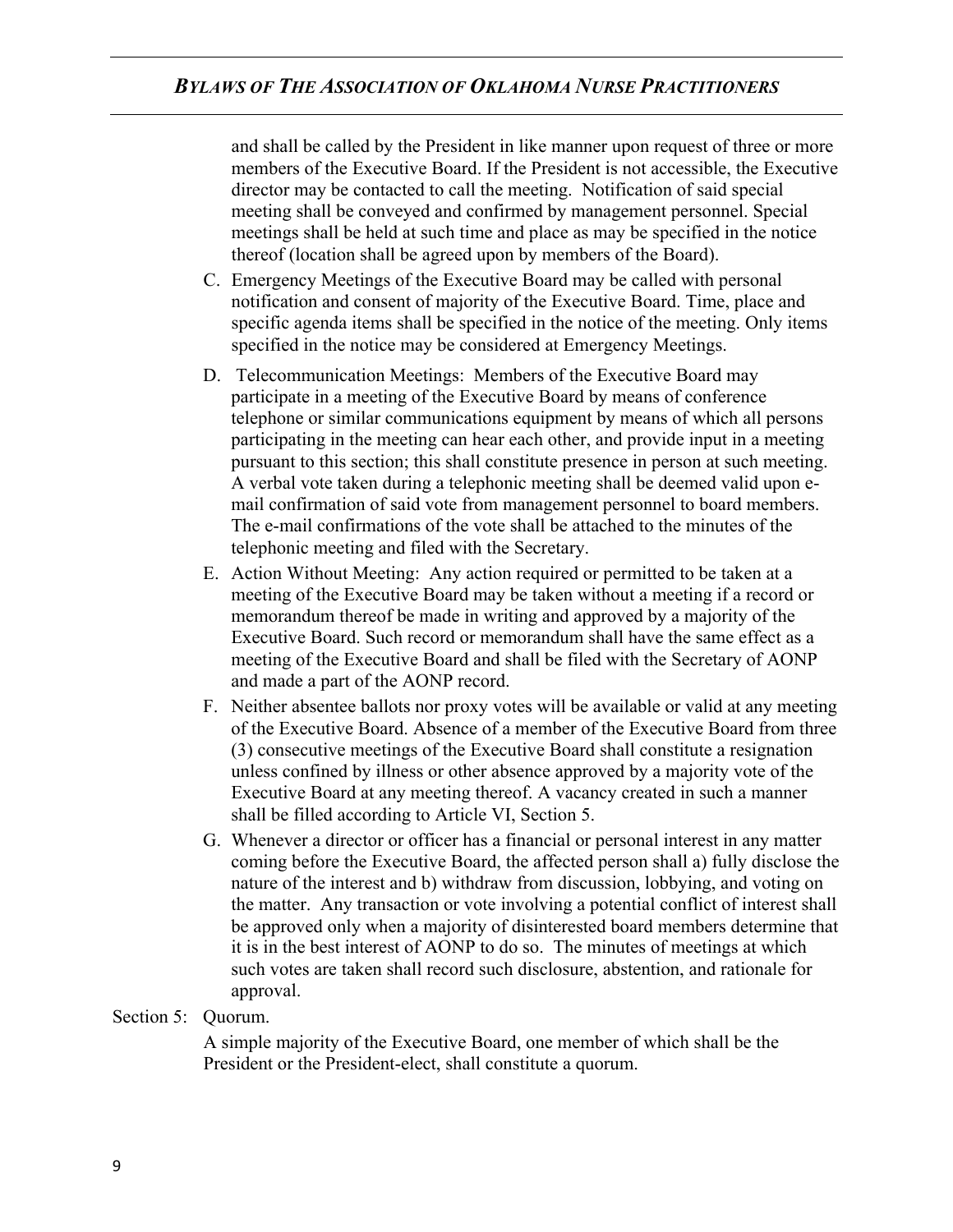and shall be called by the President in like manner upon request of three or more members of the Executive Board. If the President is not accessible, the Executive director may be contacted to call the meeting. Notification of said special meeting shall be conveyed and confirmed by management personnel. Special meetings shall be held at such time and place as may be specified in the notice thereof (location shall be agreed upon by members of the Board).

C. Emergency Meetings of the Executive Board may be called with personal notification and consent of majority of the Executive Board. Time, place and specific agenda items shall be specified in the notice of the meeting. Only items specified in the notice may be considered at Emergency Meetings.

D. Telecommunication Meetings: Members of the Executive Board may participate in a meeting of the Executive Board by means of conference telephone or similar communications equipment by means of which all persons participating in the meeting can hear each other, and provide input in a meeting pursuant to this section; this shall constitute presence in person at such meeting. A verbal vote taken during a telephonic meeting shall be deemed valid upon e-mail confirmation of said vote from management personnel to board members. The e-mail confirmations of the vote shall be attached to the minutes of the telephonic meeting and filed with the Secretary.

E. Action Without Meeting: Any action required or permitted to be taken at a meeting of the Executive Board may be taken without a meeting if a record or memorandum thereof be made in writing and approved by a majority of the Executive Board. Such record or memorandum shall have the same effect as a meeting of the Executive Board and shall be filed with the Secretary of AONP and made a part of the AONP record.

F. Neither absentee ballots nor proxy votes will be available or valid at any meeting of the Executive Board. Absence of a member of the Executive Board from three (3) consecutive meetings of the Executive Board shall constitute a resignation unless confined by illness or other absence approved by a majority vote of the Executive Board at any meeting thereof. A vacancy created in such a manner shall be filled according to Article VI, Section 5.

G. Whenever a director or officer has a financial or personal interest in any matter coming before the Executive Board, the affected person shall a) fully disclose the nature of the interest and b) withdraw from discussion, lobbying, and voting on the matter. Any transaction or vote involving a potential conflict of interest shall be approved only when a majority of disinterested board members determine that it is in the best interest of AONP to do so. The minutes of meetings at which such votes are taken shall record such disclosure, abstention, and rationale for approval.

Section 5: Quorum.

A simple majority of the Executive Board, one member of which shall be the President or the President-elect, shall constitute a quorum.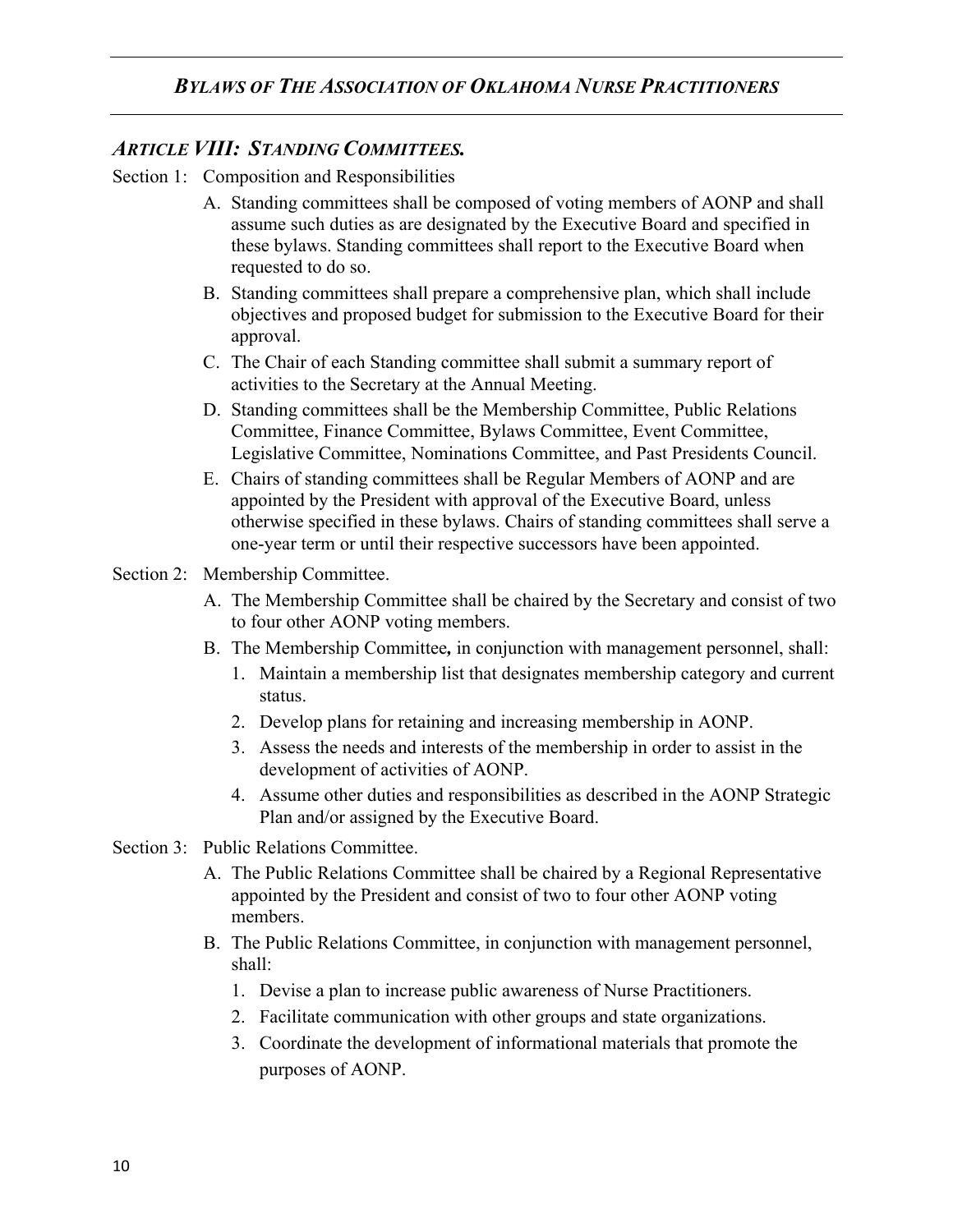## *ARTICLE VIII: STANDING COMMITTEES.*

Section 1: Composition and Responsibilities

A. Standing committees shall be composed of voting members of AONP and shall assume such duties as are designated by the Executive Board and specified in these bylaws. Standing committees shall report to the Executive Board when requested to do so.

B. Standing committees shall prepare a comprehensive plan, which shall include objectives and proposed budget for submission to the Executive Board for their approval.

C. The Chair of each Standing committee shall submit a summary report of activities to the Secretary at the Annual Meeting.

D. Standing committees shall be the Membership Committee, Public Relations Committee, Finance Committee, Bylaws Committee, Event Committee, Legislative Committee, Nominations Committee, and Past Presidents Council.

E. Chairs of standing committees shall be Regular Members of AONP and are appointed by the President with approval of the Executive Board, unless otherwise specified in these bylaws. Chairs of standing committees shall serve a one-year term or until their respective successors have been appointed.

Section 2: Membership Committee.

A. The Membership Committee shall be chaired by the Secretary and consist of two to four other AONP voting members.

B. The Membership Committee***,*** in conjunction with management personnel, shall:

1. Maintain a membership list that designates membership category and current status.
2. Develop plans for retaining and increasing membership in AONP.
3. Assess the needs and interests of the membership in order to assist in the development of activities of AONP.
4. Assume other duties and responsibilities as described in the AONP Strategic Plan and/or assigned by the Executive Board.

Section 3: Public Relations Committee.

A. The Public Relations Committee shall be chaired by a Regional Representative appointed by the President and consist of two to four other AONP voting members.

B. The Public Relations Committee, in conjunction with management personnel, shall:

1. Devise a plan to increase public awareness of Nurse Practitioners.
2. Facilitate communication with other groups and state organizations.
3. Coordinate the development of informational materials that promote the purposes of AONP.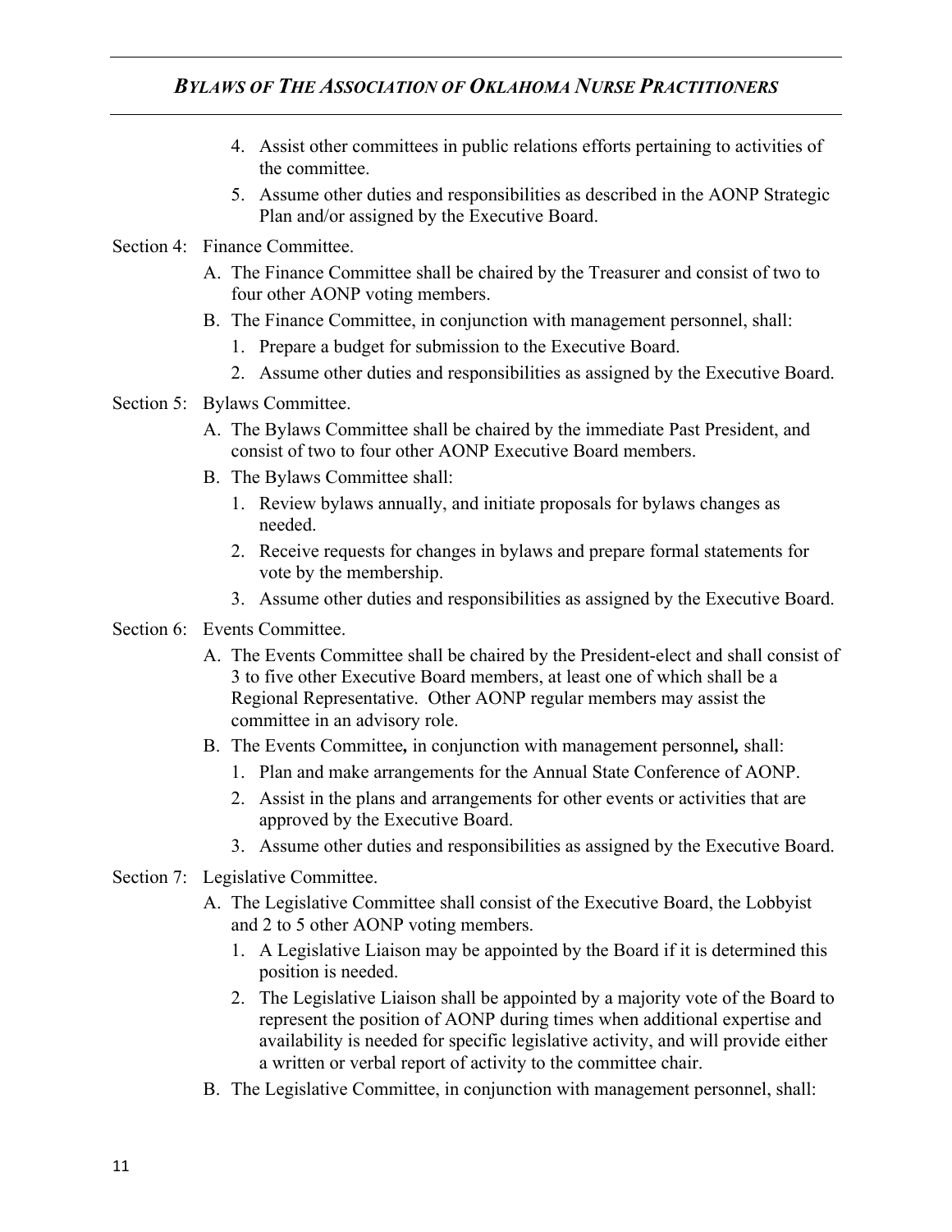4. Assist other committees in public relations efforts pertaining to activities of the committee.
5. Assume other duties and responsibilities as described in the AONP Strategic Plan and/or assigned by the Executive Board.

Section 4: Finance Committee.

A. The Finance Committee shall be chaired by the Treasurer and consist of two to four other AONP voting members.
B. The Finance Committee, in conjunction with management personnel, shall:
   1. Prepare a budget for submission to the Executive Board.
   2. Assume other duties and responsibilities as assigned by the Executive Board.

Section 5: Bylaws Committee.

A. The Bylaws Committee shall be chaired by the immediate Past President, and consist of two to four other AONP Executive Board members.
B. The Bylaws Committee shall:
   1. Review bylaws annually, and initiate proposals for bylaws changes as needed.
   2. Receive requests for changes in bylaws and prepare formal statements for vote by the membership.
   3. Assume other duties and responsibilities as assigned by the Executive Board.

Section 6: Events Committee.

A. The Events Committee shall be chaired by the President-elect and shall consist of 3 to five other Executive Board members, at least one of which shall be a Regional Representative. Other AONP regular members may assist the committee in an advisory role.
B. The Events Committee**,** in conjunction with management personnel**,** shall:
   1. Plan and make arrangements for the Annual State Conference of AONP.
   2. Assist in the plans and arrangements for other events or activities that are approved by the Executive Board.
   3. Assume other duties and responsibilities as assigned by the Executive Board.

Section 7: Legislative Committee.

A. The Legislative Committee shall consist of the Executive Board, the Lobbyist and 2 to 5 other AONP voting members.
   1. A Legislative Liaison may be appointed by the Board if it is determined this position is needed.
   2. The Legislative Liaison shall be appointed by a majority vote of the Board to represent the position of AONP during times when additional expertise and availability is needed for specific legislative activity, and will provide either a written or verbal report of activity to the committee chair.
B. The Legislative Committee, in conjunction with management personnel, shall: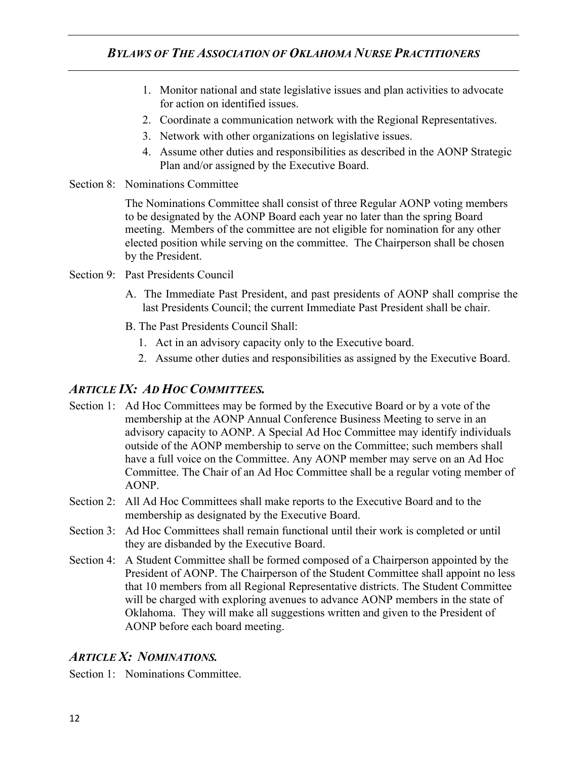1. Monitor national and state legislative issues and plan activities to advocate for action on identified issues.
2. Coordinate a communication network with the Regional Representatives.
3. Network with other organizations on legislative issues.
4. Assume other duties and responsibilities as described in the AONP Strategic Plan and/or assigned by the Executive Board.

Section 8: Nominations Committee

The Nominations Committee shall consist of three Regular AONP voting members to be designated by the AONP Board each year no later than the spring Board meeting. Members of the committee are not eligible for nomination for any other elected position while serving on the committee. The Chairperson shall be chosen by the President.

Section 9: Past Presidents Council

A. The Immediate Past President, and past presidents of AONP shall comprise the last Presidents Council; the current Immediate Past President shall be chair.

B. The Past Presidents Council Shall:

1. Act in an advisory capacity only to the Executive board.
2. Assume other duties and responsibilities as assigned by the Executive Board.

## *ARTICLE IX: AD HOC COMMITTEES.*

Section 1: Ad Hoc Committees may be formed by the Executive Board or by a vote of the membership at the AONP Annual Conference Business Meeting to serve in an advisory capacity to AONP. A Special Ad Hoc Committee may identify individuals outside of the AONP membership to serve on the Committee; such members shall have a full voice on the Committee. Any AONP member may serve on an Ad Hoc Committee. The Chair of an Ad Hoc Committee shall be a regular voting member of AONP.

Section 2: All Ad Hoc Committees shall make reports to the Executive Board and to the membership as designated by the Executive Board.

Section 3: Ad Hoc Committees shall remain functional until their work is completed or until they are disbanded by the Executive Board.

Section 4: A Student Committee shall be formed composed of a Chairperson appointed by the President of AONP. The Chairperson of the Student Committee shall appoint no less that 10 members from all Regional Representative districts. The Student Committee will be charged with exploring avenues to advance AONP members in the state of Oklahoma. They will make all suggestions written and given to the President of AONP before each board meeting.

## *ARTICLE X: NOMINATIONS.*

Section 1: Nominations Committee.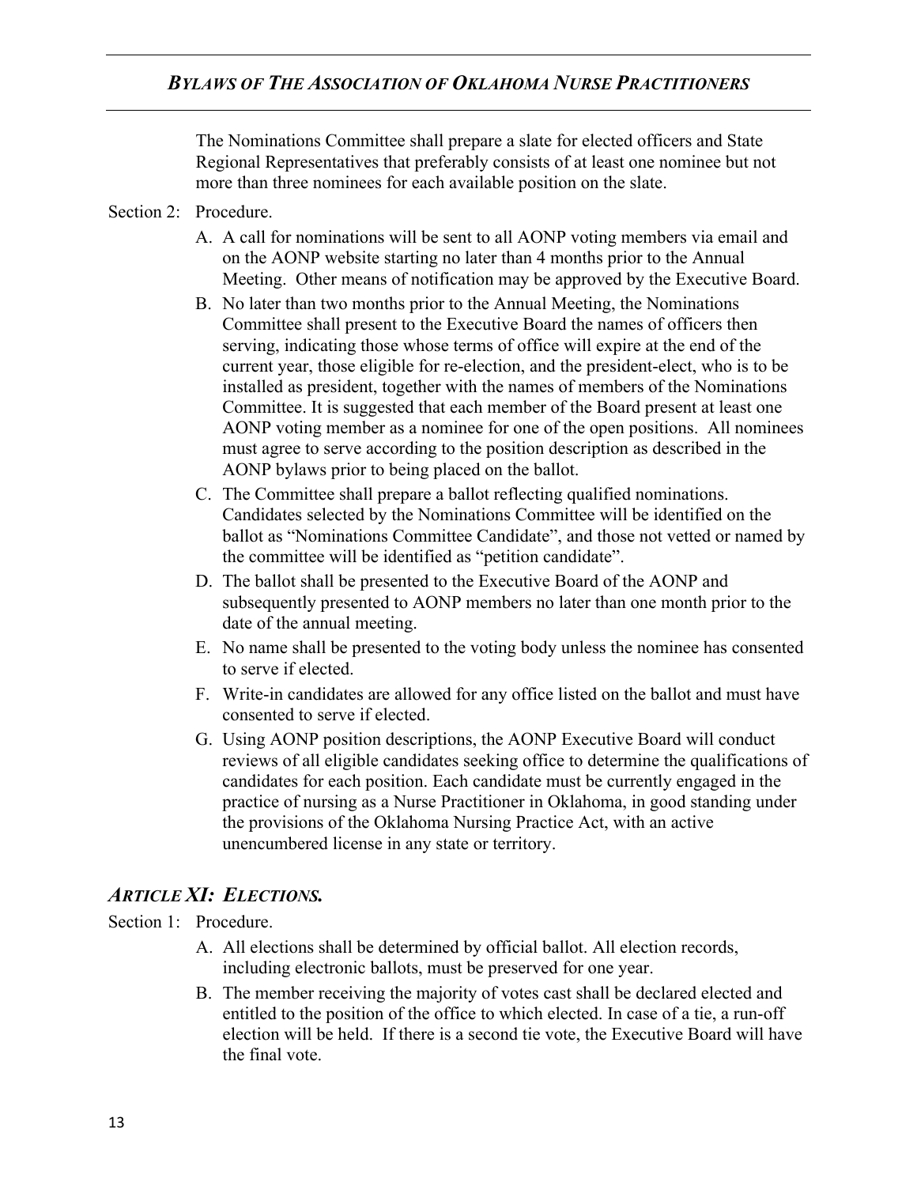The Nominations Committee shall prepare a slate for elected officers and State Regional Representatives that preferably consists of at least one nominee but not more than three nominees for each available position on the slate.

Section 2: Procedure.

A. A call for nominations will be sent to all AONP voting members via email and on the AONP website starting no later than 4 months prior to the Annual Meeting. Other means of notification may be approved by the Executive Board.

B. No later than two months prior to the Annual Meeting, the Nominations Committee shall present to the Executive Board the names of officers then serving, indicating those whose terms of office will expire at the end of the current year, those eligible for re-election, and the president-elect, who is to be installed as president, together with the names of members of the Nominations Committee. It is suggested that each member of the Board present at least one AONP voting member as a nominee for one of the open positions. All nominees must agree to serve according to the position description as described in the AONP bylaws prior to being placed on the ballot.

C. The Committee shall prepare a ballot reflecting qualified nominations. Candidates selected by the Nominations Committee will be identified on the ballot as "Nominations Committee Candidate", and those not vetted or named by the committee will be identified as "petition candidate".

D. The ballot shall be presented to the Executive Board of the AONP and subsequently presented to AONP members no later than one month prior to the date of the annual meeting.

E. No name shall be presented to the voting body unless the nominee has consented to serve if elected.

F. Write-in candidates are allowed for any office listed on the ballot and must have consented to serve if elected.

G. Using AONP position descriptions, the AONP Executive Board will conduct reviews of all eligible candidates seeking office to determine the qualifications of candidates for each position. Each candidate must be currently engaged in the practice of nursing as a Nurse Practitioner in Oklahoma, in good standing under the provisions of the Oklahoma Nursing Practice Act, with an active unencumbered license in any state or territory.

## *ARTICLE XI: ELECTIONS.*

Section 1: Procedure.

A. All elections shall be determined by official ballot. All election records, including electronic ballots, must be preserved for one year.

B. The member receiving the majority of votes cast shall be declared elected and entitled to the position of the office to which elected. In case of a tie, a run-off election will be held. If there is a second tie vote, the Executive Board will have the final vote.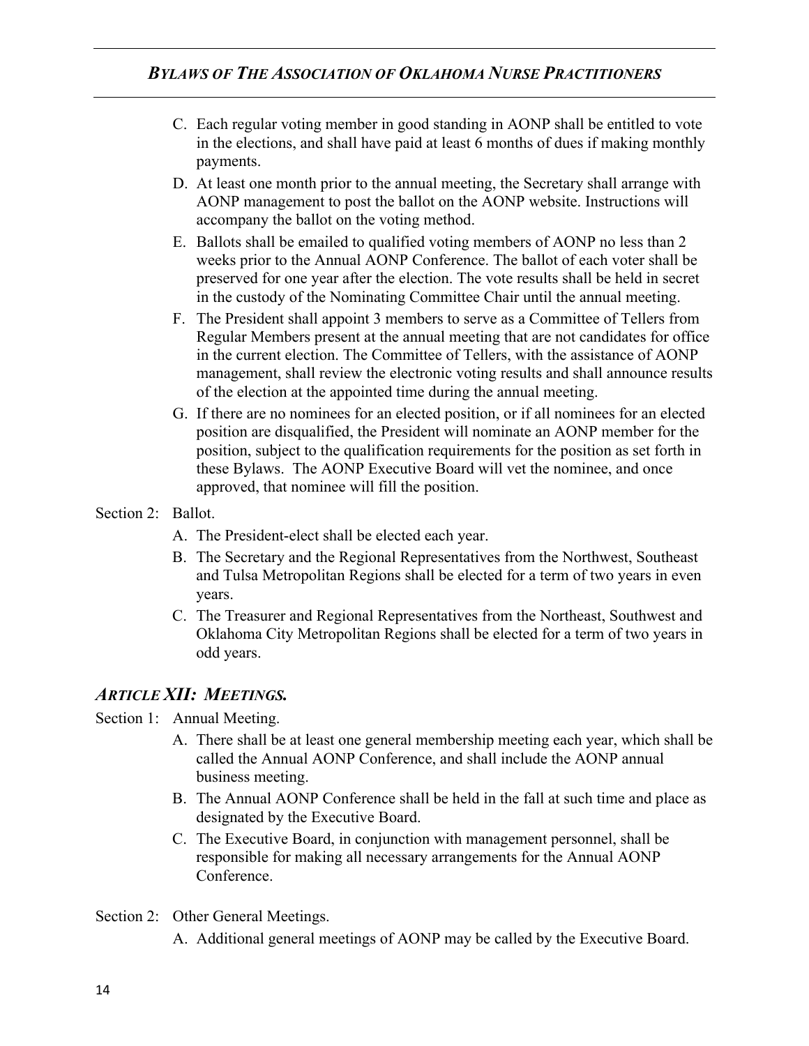C. Each regular voting member in good standing in AONP shall be entitled to vote in the elections, and shall have paid at least 6 months of dues if making monthly payments.

D. At least one month prior to the annual meeting, the Secretary shall arrange with AONP management to post the ballot on the AONP website. Instructions will accompany the ballot on the voting method.

E. Ballots shall be emailed to qualified voting members of AONP no less than 2 weeks prior to the Annual AONP Conference. The ballot of each voter shall be preserved for one year after the election. The vote results shall be held in secret in the custody of the Nominating Committee Chair until the annual meeting.

F. The President shall appoint 3 members to serve as a Committee of Tellers from Regular Members present at the annual meeting that are not candidates for office in the current election. The Committee of Tellers, with the assistance of AONP management, shall review the electronic voting results and shall announce results of the election at the appointed time during the annual meeting.

G. If there are no nominees for an elected position, or if all nominees for an elected position are disqualified, the President will nominate an AONP member for the position, subject to the qualification requirements for the position as set forth in these Bylaws. The AONP Executive Board will vet the nominee, and once approved, that nominee will fill the position.

Section 2: Ballot.

A. The President-elect shall be elected each year.

B. The Secretary and the Regional Representatives from the Northwest, Southeast and Tulsa Metropolitan Regions shall be elected for a term of two years in even years.

C. The Treasurer and Regional Representatives from the Northeast, Southwest and Oklahoma City Metropolitan Regions shall be elected for a term of two years in odd years.

## *ARTICLE XII: MEETINGS.*

Section 1: Annual Meeting.

A. There shall be at least one general membership meeting each year, which shall be called the Annual AONP Conference, and shall include the AONP annual business meeting.

B. The Annual AONP Conference shall be held in the fall at such time and place as designated by the Executive Board.

C. The Executive Board, in conjunction with management personnel, shall be responsible for making all necessary arrangements for the Annual AONP Conference.

Section 2: Other General Meetings.

A. Additional general meetings of AONP may be called by the Executive Board.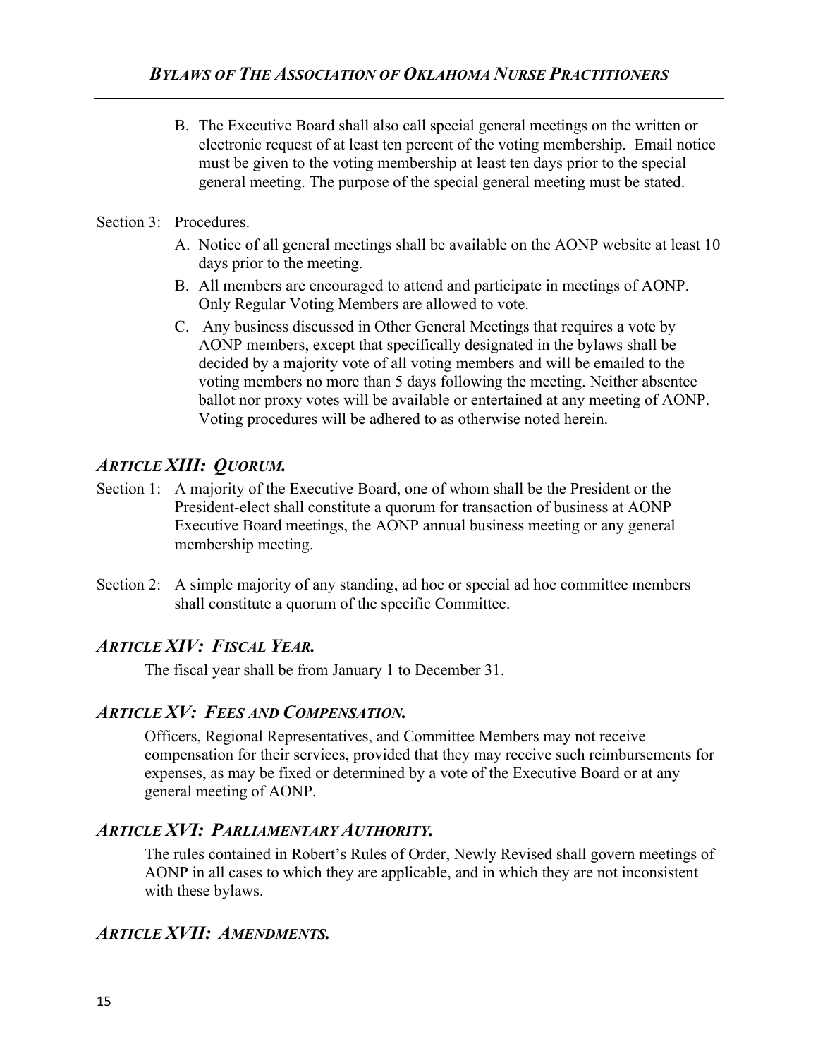B. The Executive Board shall also call special general meetings on the written or electronic request of at least ten percent of the voting membership. Email notice must be given to the voting membership at least ten days prior to the special general meeting. The purpose of the special general meeting must be stated.

Section 3: Procedures.

A. Notice of all general meetings shall be available on the AONP website at least 10 days prior to the meeting.
B. All members are encouraged to attend and participate in meetings of AONP. Only Regular Voting Members are allowed to vote.
C. Any business discussed in Other General Meetings that requires a vote by AONP members, except that specifically designated in the bylaws shall be decided by a majority vote of all voting members and will be emailed to the voting members no more than 5 days following the meeting. Neither absentee ballot nor proxy votes will be available or entertained at any meeting of AONP. Voting procedures will be adhered to as otherwise noted herein.

## *ARTICLE XIII: QUORUM.*

Section 1: A majority of the Executive Board, one of whom shall be the President or the President-elect shall constitute a quorum for transaction of business at AONP Executive Board meetings, the AONP annual business meeting or any general membership meeting.

Section 2: A simple majority of any standing, ad hoc or special ad hoc committee members shall constitute a quorum of the specific Committee.

## *ARTICLE XIV: FISCAL YEAR.*

The fiscal year shall be from January 1 to December 31.

## *ARTICLE XV: FEES AND COMPENSATION.*

Officers, Regional Representatives, and Committee Members may not receive compensation for their services, provided that they may receive such reimbursements for expenses, as may be fixed or determined by a vote of the Executive Board or at any general meeting of AONP.

## *ARTICLE XVI: PARLIAMENTARY AUTHORITY.*

The rules contained in Robert's Rules of Order, Newly Revised shall govern meetings of AONP in all cases to which they are applicable, and in which they are not inconsistent with these bylaws.

## *ARTICLE XVII: AMENDMENTS.*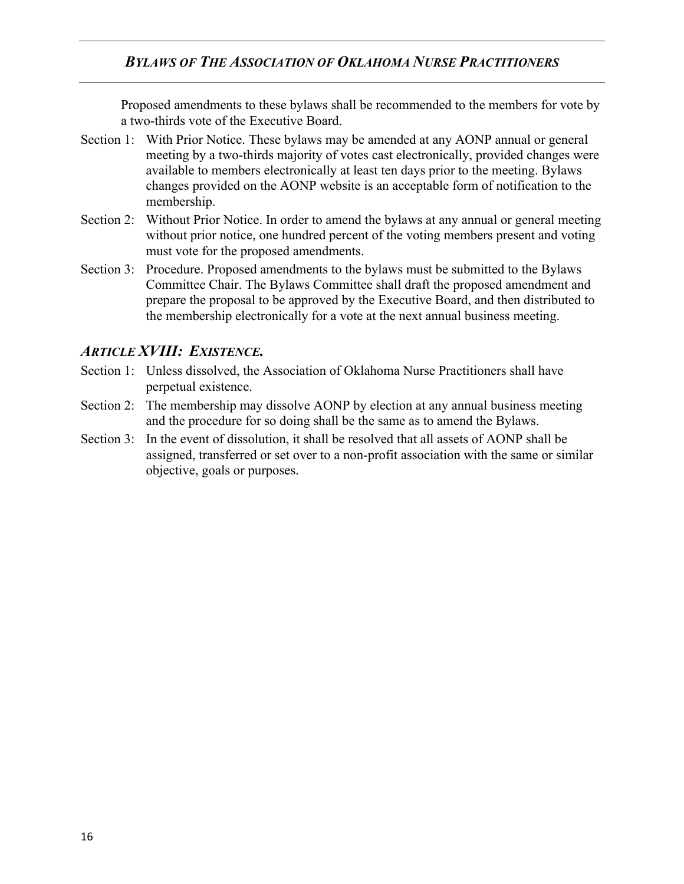Proposed amendments to these bylaws shall be recommended to the members for vote by a two-thirds vote of the Executive Board.

Section 1: With Prior Notice. These bylaws may be amended at any AONP annual or general meeting by a two-thirds majority of votes cast electronically, provided changes were available to members electronically at least ten days prior to the meeting. Bylaws changes provided on the AONP website is an acceptable form of notification to the membership.

Section 2: Without Prior Notice. In order to amend the bylaws at any annual or general meeting without prior notice, one hundred percent of the voting members present and voting must vote for the proposed amendments.

Section 3: Procedure. Proposed amendments to the bylaws must be submitted to the Bylaws Committee Chair. The Bylaws Committee shall draft the proposed amendment and prepare the proposal to be approved by the Executive Board, and then distributed to the membership electronically for a vote at the next annual business meeting.

## *ARTICLE XVIII: EXISTENCE.*

Section 1: Unless dissolved, the Association of Oklahoma Nurse Practitioners shall have perpetual existence.

Section 2: The membership may dissolve AONP by election at any annual business meeting and the procedure for so doing shall be the same as to amend the Bylaws.

Section 3: In the event of dissolution, it shall be resolved that all assets of AONP shall be assigned, transferred or set over to a non-profit association with the same or similar objective, goals or purposes.